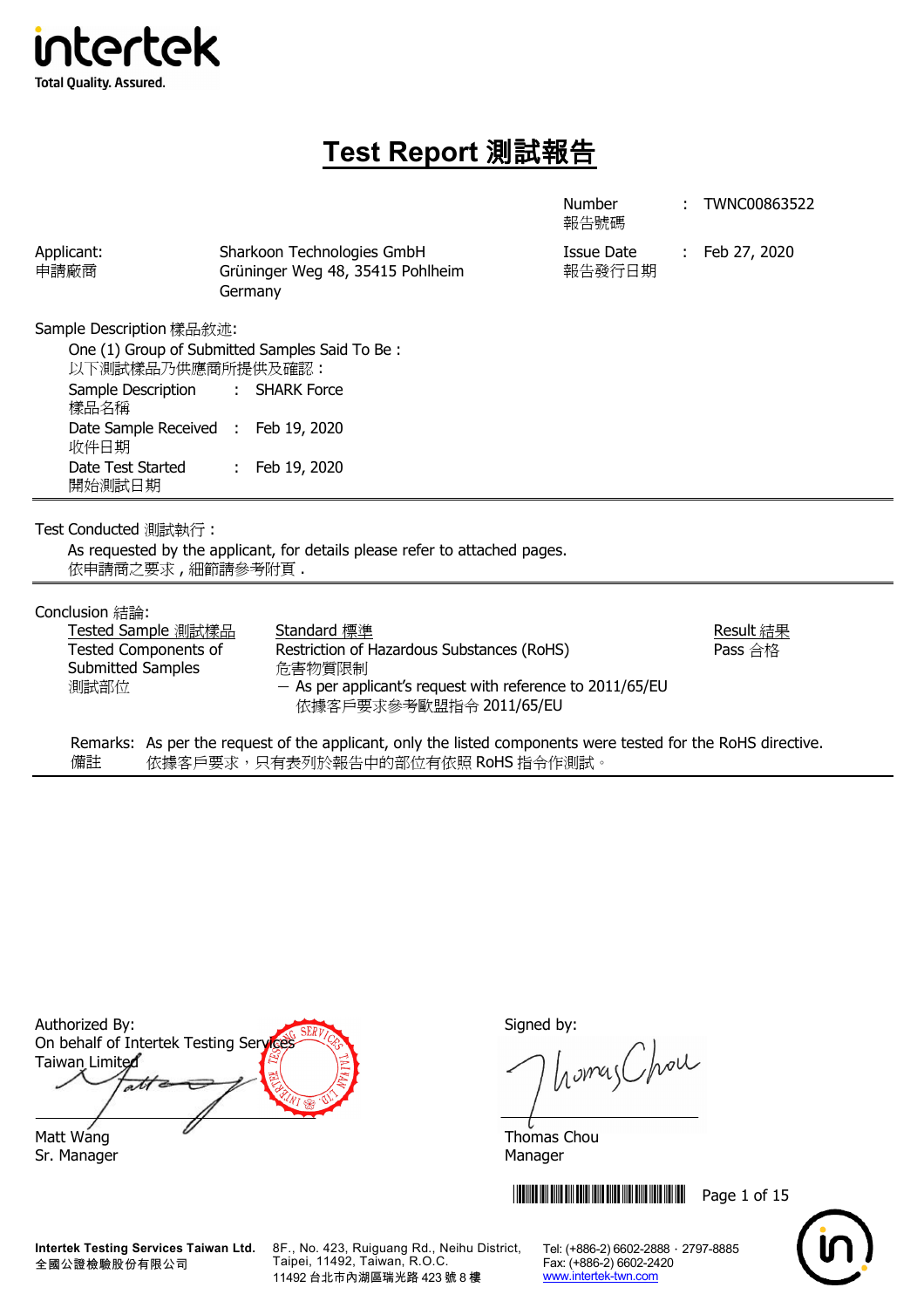intertek
Total Quality. Assured.

# Test Report 測試報告

| | | | |
|---|---|---|---|
| | | Number 報告號碼 | : TWNC00863522 |
| Applicant: 申請廠商 | Sharkoon Technologies GmbH Grüninger Weg 48, 35415 Pohlheim Germany | Issue Date 報告發行日期 | : Feb 27, 2020 |

Sample Description 樣品敘述:

One (1) Group of Submitted Samples Said To Be :
以下測試樣品乃供應商所提供及確認 :

| | | |
|---|---|---|
| Sample Description 樣品名稱 | : | SHARK Force |
| Date Sample Received 收件日期 | : | Feb 19, 2020 |
| Date Test Started 開始測試日期 | : | Feb 19, 2020 |

Test Conducted 測試執行 :

As requested by the applicant, for details please refer to attached pages.
依申請商之要求 , 細節請參考附頁 .

Conclusion 結論:

| Tested Sample 測試樣品 | Standard 標準 | Result 結果 |
|---|---|---|
| Tested Components of Submitted Samples 測試部位 | Restriction of Hazardous Substances (RoHS) 危害物質限制 − As per applicant's request with reference to 2011/65/EU 依據客戶要求參考歐盟指令 2011/65/EU | Pass 合格 |

Remarks: As per the request of the applicant, only the listed components were tested for the RoHS directive.
備註 依據客戶要求，只有表列於報告中的部位有依照 RoHS 指令作測試。

Authorized By:
On behalf of Intertek Testing Services Taiwan Limited

Matt Wang
Sr. Manager

Signed by:

Thomas Chou
Manager

**Intertek Testing Services Taiwan Ltd.**
**全國公證檢驗股份有限公司**
8F., No. 423, Ruiguang Rd., Neihu District, Taipei, 11492, Taiwan, R.O.C.
11492 台北市內湖區瑞光路 423 號 8 樓
Tel: (+886-2) 6602-2888 · 2797-8885
Fax: (+886-2) 6602-2420
www.intertek-twn.com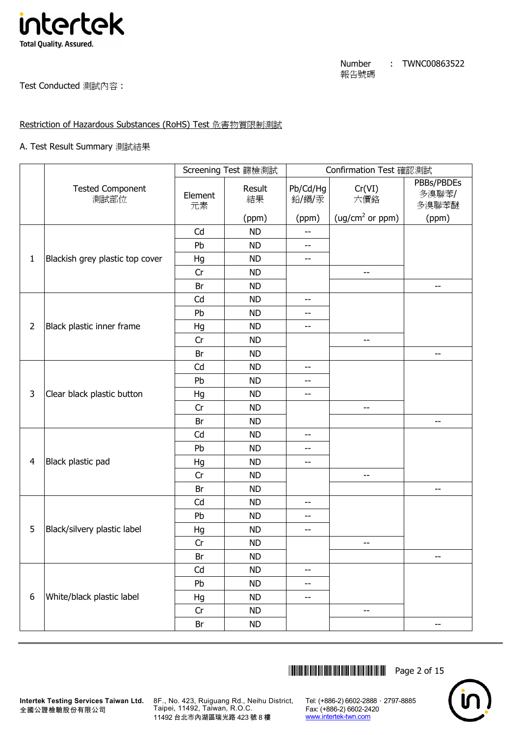Number 報告號碼 : TWNC00863522

Test Conducted 測試內容 :

Restriction of Hazardous Substances (RoHS) Test 危害物質限制測試

A. Test Result Summary 測試結果

| | Tested Component 測試部位 | Screening Test 篩檢測試 | | Confirmation Test 確認測試 | | |
|---|---|---|---|---|---|---|
| | | Element 元素 | Result 結果 (ppm) | Pb/Cd/Hg 鉛/鎘/汞 (ppm) | Cr(VI) 六價鉻 ($ug/cm^2$ or ppm) | PBBs/PBDEs 多溴聯苯/多溴聯苯醚 (ppm) |
| 1 | Blackish grey plastic top cover | Cd | ND | -- | | |
| | | Pb | ND | -- | | |
| | | Hg | ND | -- | | |
| | | Cr | ND | | -- | |
| | | Br | ND | | | -- |
| 2 | Black plastic inner frame | Cd | ND | -- | | |
| | | Pb | ND | -- | | |
| | | Hg | ND | -- | | |
| | | Cr | ND | | -- | |
| | | Br | ND | | | -- |
| 3 | Clear black plastic button | Cd | ND | -- | | |
| | | Pb | ND | -- | | |
| | | Hg | ND | -- | | |
| | | Cr | ND | | -- | |
| | | Br | ND | | | -- |
| 4 | Black plastic pad | Cd | ND | -- | | |
| | | Pb | ND | -- | | |
| | | Hg | ND | -- | | |
| | | Cr | ND | | -- | |
| | | Br | ND | | | -- |
| 5 | Black/silvery plastic label | Cd | ND | -- | | |
| | | Pb | ND | -- | | |
| | | Hg | ND | -- | | |
| | | Cr | ND | | -- | |
| | | Br | ND | | | -- |
| 6 | White/black plastic label | Cd | ND | -- | | |
| | | Pb | ND | -- | | |
| | | Hg | ND | -- | | |
| | | Cr | ND | | -- | |
| | | Br | ND | | | -- |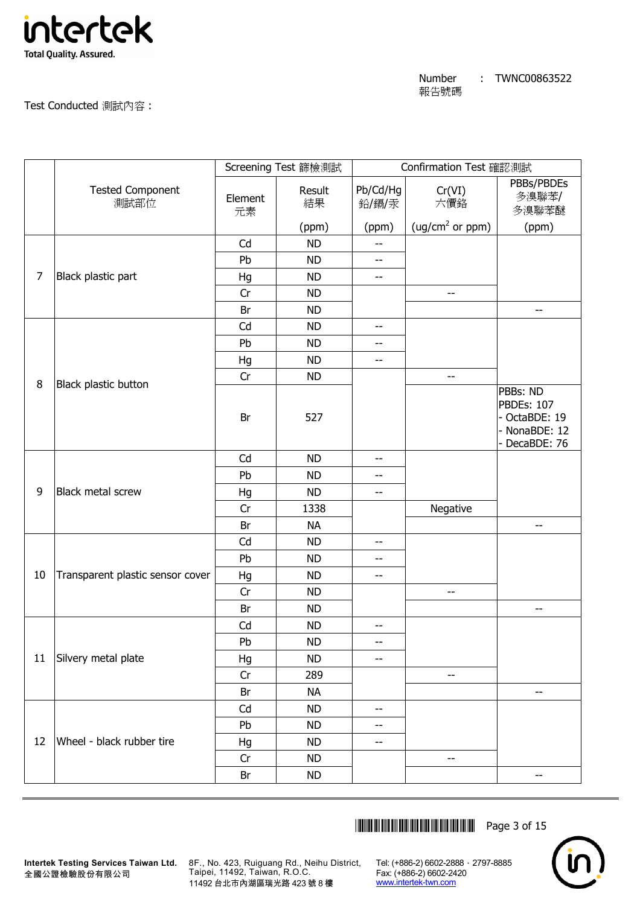Number 報告號碼 : TWNC00863522

Test Conducted 測試內容 :

| | Tested Component 測試部位 | Screening Test 篩檢測試 | | Confirmation Test 確認測試 | | |
|---|---|---|---|---|---|---|
| | | Element 元素 | Result 結果 (ppm) | Pb/Cd/Hg 鉛/鎘/汞 (ppm) | Cr(VI) 六價鉻 (ug/cm$^2$ or ppm) | PBBs/PBDEs 多溴聯苯/多溴聯苯醚 (ppm) |
| 7 | Black plastic part | Cd | ND | -- | | |
| | | Pb | ND | -- | | |
| | | Hg | ND | -- | | |
| | | Cr | ND | | -- | |
| | | Br | ND | | | -- |
| 8 | Black plastic button | Cd | ND | -- | | |
| | | Pb | ND | -- | | |
| | | Hg | ND | -- | | |
| | | Cr | ND | | -- | |
| | | Br | 527 | | | PBBs: ND<br>PBDEs: 107<br>- OctaBDE: 19<br>- NonaBDE: 12<br>- DecaBDE: 76 |
| 9 | Black metal screw | Cd | ND | -- | | |
| | | Pb | ND | -- | | |
| | | Hg | ND | -- | | |
| | | Cr | 1338 | | Negative | |
| | | Br | NA | | | -- |
| 10 | Transparent plastic sensor cover | Cd | ND | -- | | |
| | | Pb | ND | -- | | |
| | | Hg | ND | -- | | |
| | | Cr | ND | | -- | |
| | | Br | ND | | | -- |
| 11 | Silvery metal plate | Cd | ND | -- | | |
| | | Pb | ND | -- | | |
| | | Hg | ND | -- | | |
| | | Cr | 289 | | -- | |
| | | Br | NA | | | -- |
| 12 | Wheel - black rubber tire | Cd | ND | -- | | |
| | | Pb | ND | -- | | |
| | | Hg | ND | -- | | |
| | | Cr | ND | | -- | |
| | | Br | ND | | | -- |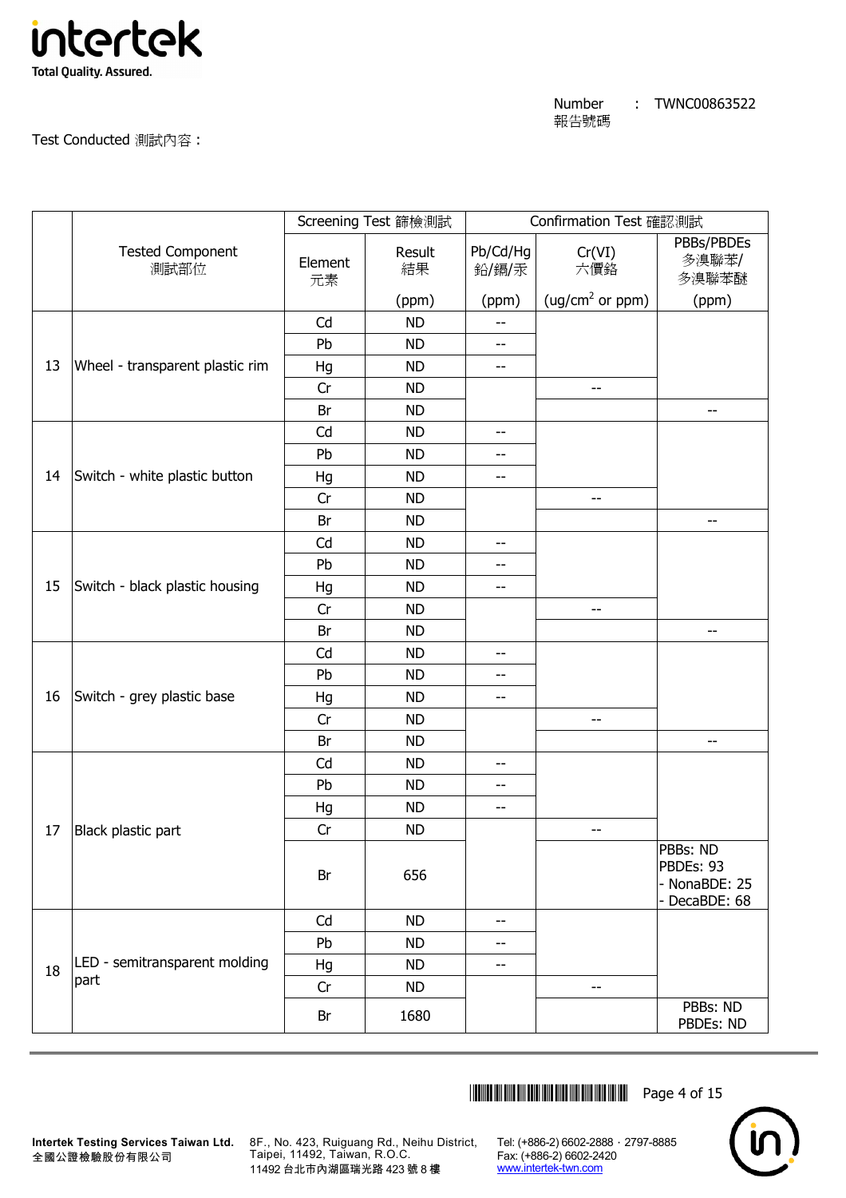Number 報告號碼 : TWNC00863522

Test Conducted 測試內容 :

| | Tested Component 測試部位 | Screening Test 篩檢測試 | | Confirmation Test 確認測試 | | |
|---|---|---|---|---|---|---|
| | | Element 元素 | Result 結果 (ppm) | Pb/Cd/Hg 鉛/鎘/汞 (ppm) | Cr(VI) 六價鉻 ($ug/cm^2$ or ppm) | PBBs/PBDEs 多溴聯苯/多溴聯苯醚 (ppm) |
| 13 | Wheel - transparent plastic rim | Cd | ND | -- | | |
| | | Pb | ND | -- | | |
| | | Hg | ND | -- | | |
| | | Cr | ND | | -- | |
| | | Br | ND | | | -- |
| 14 | Switch - white plastic button | Cd | ND | -- | | |
| | | Pb | ND | -- | | |
| | | Hg | ND | -- | | |
| | | Cr | ND | | -- | |
| | | Br | ND | | | -- |
| 15 | Switch - black plastic housing | Cd | ND | -- | | |
| | | Pb | ND | -- | | |
| | | Hg | ND | -- | | |
| | | Cr | ND | | -- | |
| | | Br | ND | | | -- |
| 16 | Switch - grey plastic base | Cd | ND | -- | | |
| | | Pb | ND | -- | | |
| | | Hg | ND | -- | | |
| | | Cr | ND | | -- | |
| | | Br | ND | | | -- |
| 17 | Black plastic part | Cd | ND | -- | | |
| | | Pb | ND | -- | | |
| | | Hg | ND | -- | | |
| | | Cr | ND | | -- | |
| | | Br | 656 | | | PBBs: ND<br>PBDEs: 93<br>- NonaBDE: 25<br>- DecaBDE: 68 |
| 18 | LED - semitransparent molding part | Cd | ND | -- | | |
| | | Pb | ND | -- | | |
| | | Hg | ND | -- | | |
| | | Cr | ND | | -- | |
| | | Br | 1680 | | | PBBs: ND<br>PBDEs: ND |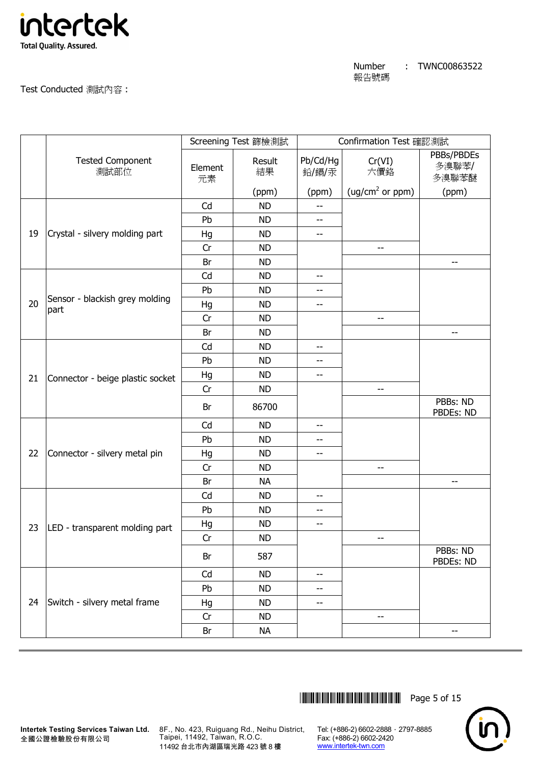Number 報告號碼 : TWNC00863522

Test Conducted 測試內容 :

| | Tested Component 測試部位 | Screening Test 篩檢測試 | | Confirmation Test 確認測試 | | |
|---|---|---|---|---|---|---|
| | | Element 元素 | Result 結果 (ppm) | Pb/Cd/Hg 鉛/鎘/汞 (ppm) | Cr(VI) 六價鉻 (ug/cm² or ppm) | PBBs/PBDEs 多溴聯苯/多溴聯苯醚 (ppm) |
| 19 | Crystal - silvery molding part | Cd | ND | -- | | |
| | | Pb | ND | -- | | |
| | | Hg | ND | -- | | |
| | | Cr | ND | | -- | |
| | | Br | ND | | | -- |
| 20 | Sensor - blackish grey molding part | Cd | ND | -- | | |
| | | Pb | ND | -- | | |
| | | Hg | ND | -- | | |
| | | Cr | ND | | -- | |
| | | Br | ND | | | -- |
| 21 | Connector - beige plastic socket | Cd | ND | -- | | |
| | | Pb | ND | -- | | |
| | | Hg | ND | -- | | |
| | | Cr | ND | | -- | |
| | | Br | 86700 | | | PBBs: ND PBDEs: ND |
| 22 | Connector - silvery metal pin | Cd | ND | -- | | |
| | | Pb | ND | -- | | |
| | | Hg | ND | -- | | |
| | | Cr | ND | | -- | |
| | | Br | NA | | | -- |
| 23 | LED - transparent molding part | Cd | ND | -- | | |
| | | Pb | ND | -- | | |
| | | Hg | ND | -- | | |
| | | Cr | ND | | -- | |
| | | Br | 587 | | | PBBs: ND PBDEs: ND |
| 24 | Switch - silvery metal frame | Cd | ND | -- | | |
| | | Pb | ND | -- | | |
| | | Hg | ND | -- | | |
| | | Cr | ND | | -- | |
| | | Br | NA | | | -- |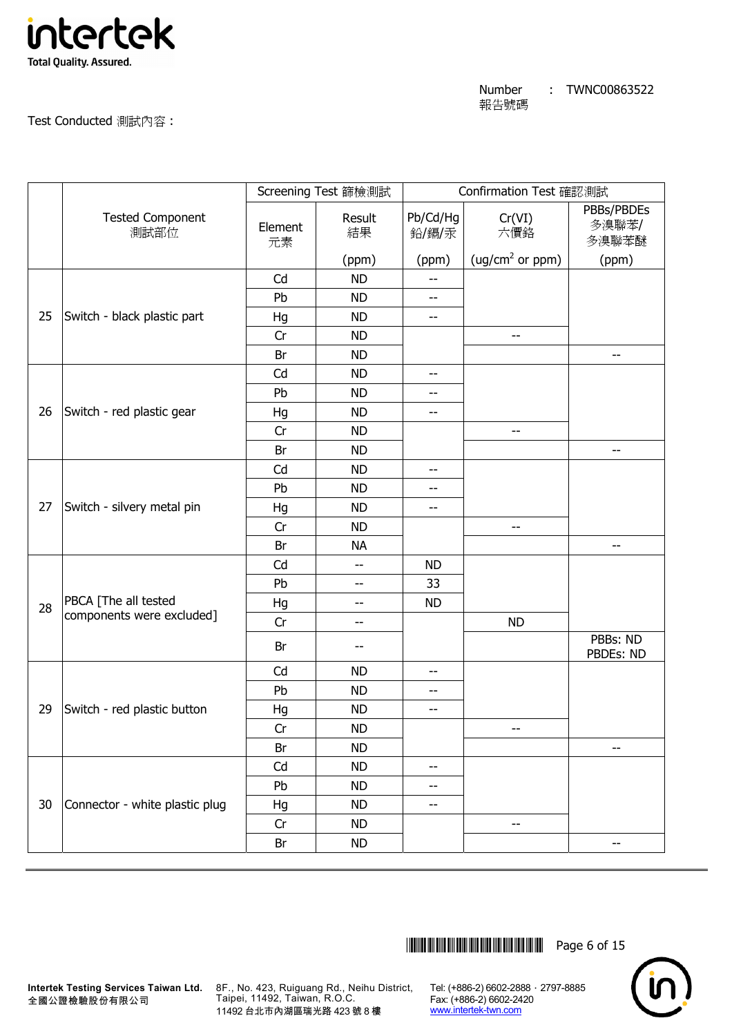Number 報告號碼 : TWNC00863522

Test Conducted 測試內容 :

| | Tested Component 測試部位 | Screening Test 篩檢測試 | | Confirmation Test 確認測試 | | |
|---|---|---|---|---|---|---|
| | | Element 元素 | Result 結果 (ppm) | Pb/Cd/Hg 鉛/鎘/汞 (ppm) | Cr(VI) 六價鉻 (ug/cm$^2$ or ppm) | PBBs/PBDEs 多溴聯苯/多溴聯苯醚 (ppm) |
| 25 | Switch - black plastic part | Cd | ND | -- | | |
| | | Pb | ND | -- | | |
| | | Hg | ND | -- | | |
| | | Cr | ND | | -- | |
| | | Br | ND | | | -- |
| 26 | Switch - red plastic gear | Cd | ND | -- | | |
| | | Pb | ND | -- | | |
| | | Hg | ND | -- | | |
| | | Cr | ND | | -- | |
| | | Br | ND | | | -- |
| 27 | Switch - silvery metal pin | Cd | ND | -- | | |
| | | Pb | ND | -- | | |
| | | Hg | ND | -- | | |
| | | Cr | ND | | -- | |
| | | Br | NA | | | -- |
| 28 | PBCA [The all tested components were excluded] | Cd | -- | ND | | |
| | | Pb | -- | 33 | | |
| | | Hg | -- | ND | | |
| | | Cr | -- | | ND | |
| | | Br | -- | | | PBBs: ND PBDEs: ND |
| 29 | Switch - red plastic button | Cd | ND | -- | | |
| | | Pb | ND | -- | | |
| | | Hg | ND | -- | | |
| | | Cr | ND | | -- | |
| | | Br | ND | | | -- |
| 30 | Connector - white plastic plug | Cd | ND | -- | | |
| | | Pb | ND | -- | | |
| | | Hg | ND | -- | | |
| | | Cr | ND | | -- | |
| | | Br | ND | | | -- |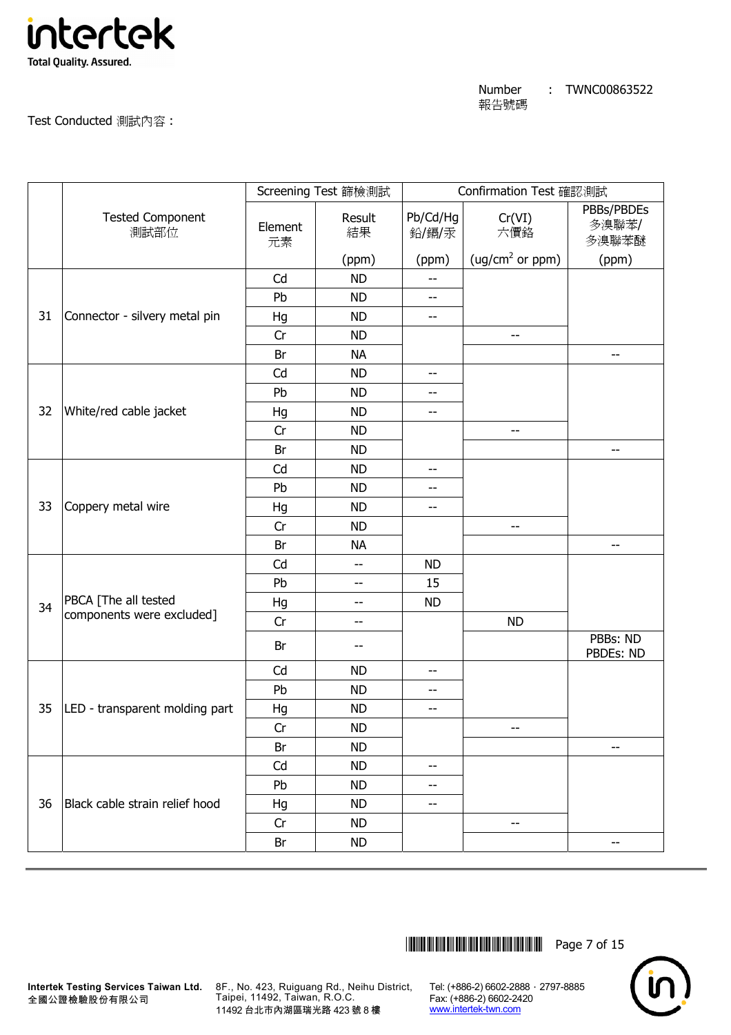Number 報告號碼 : TWNC00863522

Test Conducted 測試內容 :

| | Tested Component 測試部位 | Screening Test 篩檢測試 | | Confirmation Test 確認測試 | | |
|---|---|---|---|---|---|---|
| | | Element 元素 | Result 結果 (ppm) | Pb/Cd/Hg 鉛/鎘/汞 (ppm) | Cr(VI) 六價鉻 (ug/cm$^2$ or ppm) | PBBs/PBDEs 多溴聯苯/多溴聯苯醚 (ppm) |
| 31 | Connector - silvery metal pin | Cd | ND | -- | | |
| | | Pb | ND | -- | | |
| | | Hg | ND | -- | | |
| | | Cr | ND | | -- | |
| | | Br | NA | | | -- |
| 32 | White/red cable jacket | Cd | ND | -- | | |
| | | Pb | ND | -- | | |
| | | Hg | ND | -- | | |
| | | Cr | ND | | -- | |
| | | Br | ND | | | -- |
| 33 | Coppery metal wire | Cd | ND | -- | | |
| | | Pb | ND | -- | | |
| | | Hg | ND | -- | | |
| | | Cr | ND | | -- | |
| | | Br | NA | | | -- |
| 34 | PBCA [The all tested components were excluded] | Cd | -- | ND | | |
| | | Pb | -- | 15 | | |
| | | Hg | -- | ND | | |
| | | Cr | -- | | ND | |
| | | Br | -- | | | PBBs: ND PBDEs: ND |
| 35 | LED - transparent molding part | Cd | ND | -- | | |
| | | Pb | ND | -- | | |
| | | Hg | ND | -- | | |
| | | Cr | ND | | -- | |
| | | Br | ND | | | -- |
| 36 | Black cable strain relief hood | Cd | ND | -- | | |
| | | Pb | ND | -- | | |
| | | Hg | ND | -- | | |
| | | Cr | ND | | -- | |
| | | Br | ND | | | -- |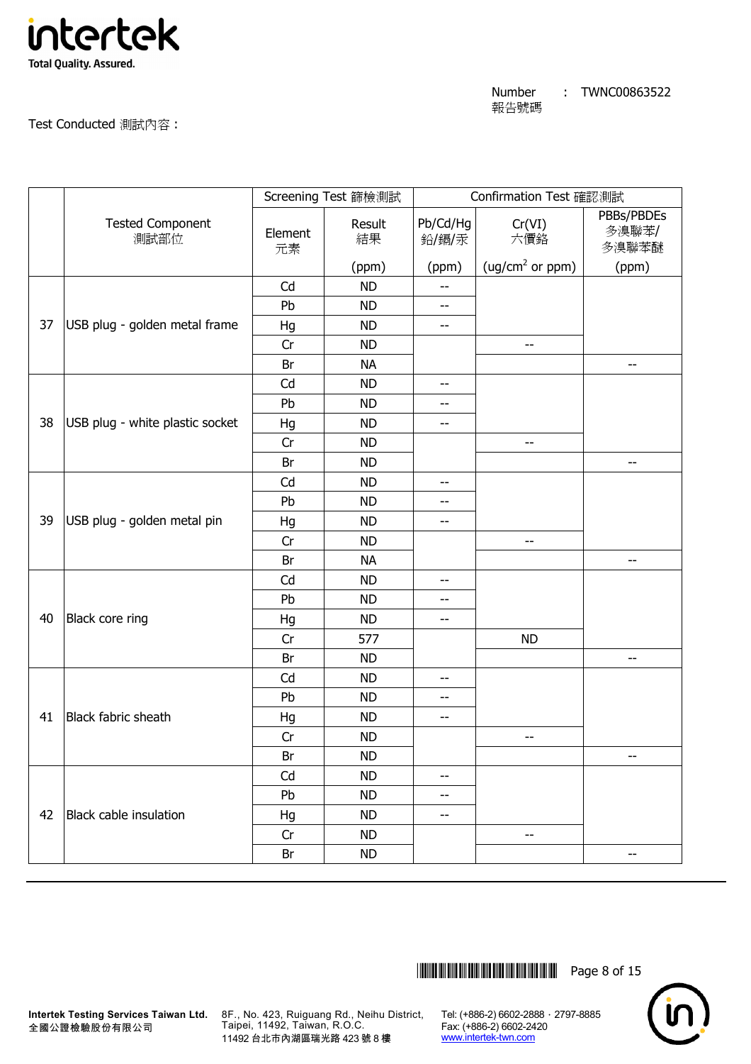Number 報告號碼 : TWNC00863522

Test Conducted 測試內容 :

| | Tested Component 測試部位 | Screening Test 篩檢測試 | | Confirmation Test 確認測試 | | |
|---|---|---|---|---|---|---|
| | | Element 元素 | Result 結果 (ppm) | Pb/Cd/Hg 鉛/鎘/汞 (ppm) | Cr(VI) 六價鉻 (ug/cm$^2$ or ppm) | PBBs/PBDEs 多溴聯苯/多溴聯苯醚 (ppm) |
| 37 | USB plug - golden metal frame | Cd | ND | -- | | |
| | | Pb | ND | -- | | |
| | | Hg | ND | -- | | |
| | | Cr | ND | | -- | |
| | | Br | NA | | | -- |
| 38 | USB plug - white plastic socket | Cd | ND | -- | | |
| | | Pb | ND | -- | | |
| | | Hg | ND | -- | | |
| | | Cr | ND | | -- | |
| | | Br | ND | | | -- |
| 39 | USB plug - golden metal pin | Cd | ND | -- | | |
| | | Pb | ND | -- | | |
| | | Hg | ND | -- | | |
| | | Cr | ND | | -- | |
| | | Br | NA | | | -- |
| 40 | Black core ring | Cd | ND | -- | | |
| | | Pb | ND | -- | | |
| | | Hg | ND | -- | | |
| | | Cr | 577 | | ND | |
| | | Br | ND | | | -- |
| 41 | Black fabric sheath | Cd | ND | -- | | |
| | | Pb | ND | -- | | |
| | | Hg | ND | -- | | |
| | | Cr | ND | | -- | |
| | | Br | ND | | | -- |
| 42 | Black cable insulation | Cd | ND | -- | | |
| | | Pb | ND | -- | | |
| | | Hg | ND | -- | | |
| | | Cr | ND | | -- | |
| | | Br | ND | | | -- |

**Intertek Testing Services Taiwan Ltd.**
全國公證檢驗股份有限公司

8F., No. 423, Ruiguang Rd., Neihu District, Taipei, 11492, Taiwan, R.O.C.
11492 台北市內湖區瑞光路 423 號 8 樓

Tel: (+886-2) 6602-2888 · 2797-8885
Fax: (+886-2) 6602-2420
www.intertek-twn.com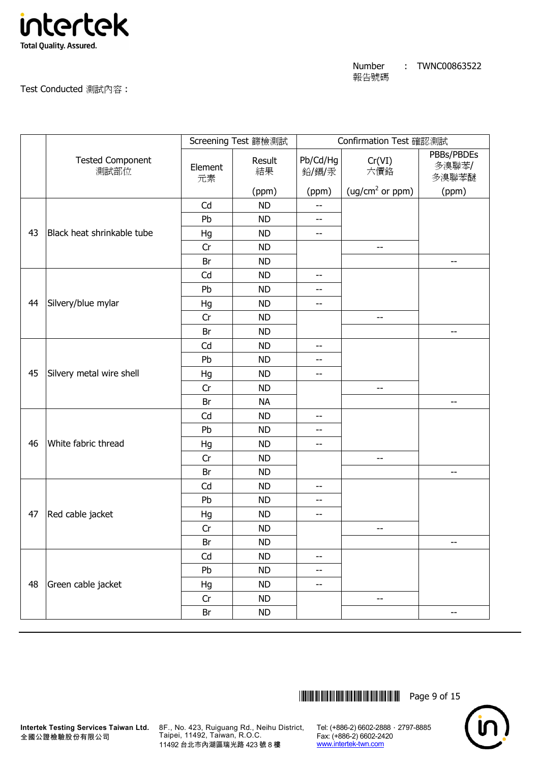Number 報告號碼 : TWNC00863522

Test Conducted 測試內容 :

| | Tested Component 測試部位 | Screening Test 篩檢測試 | | Confirmation Test 確認測試 | | |
|---|---|---|---|---|---|---|
| | | Element 元素 | Result 結果 (ppm) | Pb/Cd/Hg 鉛/鎘/汞 (ppm) | Cr(VI) 六價鉻 (ug/cm² or ppm) | PBBs/PBDEs 多溴聯苯/多溴聯苯醚 (ppm) |
| 43 | Black heat shrinkable tube | Cd | ND | -- | | |
| | | Pb | ND | -- | | |
| | | Hg | ND | -- | | |
| | | Cr | ND | | -- | |
| | | Br | ND | | | -- |
| 44 | Silvery/blue mylar | Cd | ND | -- | | |
| | | Pb | ND | -- | | |
| | | Hg | ND | -- | | |
| | | Cr | ND | | -- | |
| | | Br | ND | | | -- |
| 45 | Silvery metal wire shell | Cd | ND | -- | | |
| | | Pb | ND | -- | | |
| | | Hg | ND | -- | | |
| | | Cr | ND | | -- | |
| | | Br | NA | | | -- |
| 46 | White fabric thread | Cd | ND | -- | | |
| | | Pb | ND | -- | | |
| | | Hg | ND | -- | | |
| | | Cr | ND | | -- | |
| | | Br | ND | | | -- |
| 47 | Red cable jacket | Cd | ND | -- | | |
| | | Pb | ND | -- | | |
| | | Hg | ND | -- | | |
| | | Cr | ND | | -- | |
| | | Br | ND | | | -- |
| 48 | Green cable jacket | Cd | ND | -- | | |
| | | Pb | ND | -- | | |
| | | Hg | ND | -- | | |
| | | Cr | ND | | -- | |
| | | Br | ND | | | -- |

**Intertek Testing Services Taiwan Ltd.**
全國公證檢驗股份有限公司

8F., No. 423, Ruiguang Rd., Neihu District, Taipei, 11492, Taiwan, R.O.C.
11492 台北市內湖區瑞光路 423 號 8 樓

Tel: (+886-2) 6602-2888 · 2797-8885
Fax: (+886-2) 6602-2420
www.intertek-twn.com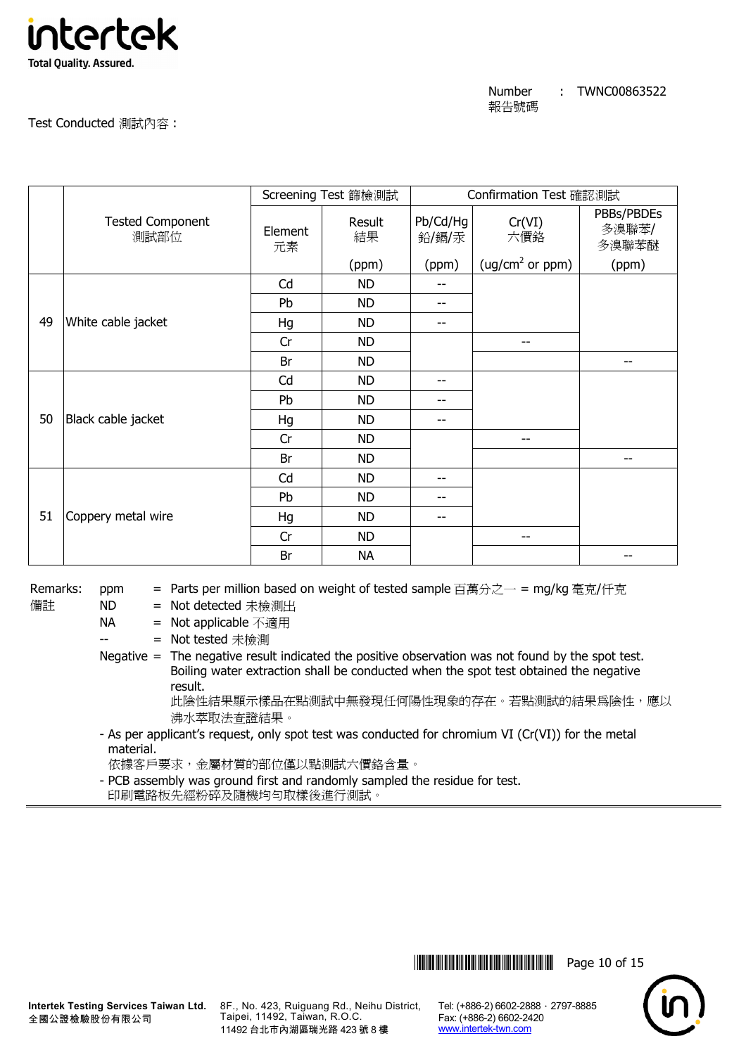Number 報告號碼 : TWNC00863522

Test Conducted 測試內容 :

| | Tested Component 測試部位 | Screening Test 篩檢測試 | | Confirmation Test 確認測試 | | |
|---|---|---|---|---|---|---|
| | | Element 元素 | Result 結果 (ppm) | Pb/Cd/Hg 鉛/鎘/汞 (ppm) | Cr(VI) 六價鉻 (ug/cm$^2$ or ppm) | PBBs/PBDEs 多溴聯苯/多溴聯苯醚 (ppm) |
| 49 | White cable jacket | Cd | ND | -- | | |
| | | Pb | ND | -- | | |
| | | Hg | ND | -- | | |
| | | Cr | ND | | -- | |
| | | Br | ND | | | -- |
| 50 | Black cable jacket | Cd | ND | -- | | |
| | | Pb | ND | -- | | |
| | | Hg | ND | -- | | |
| | | Cr | ND | | -- | |
| | | Br | ND | | | -- |
| 51 | Coppery metal wire | Cd | ND | -- | | |
| | | Pb | ND | -- | | |
| | | Hg | ND | -- | | |
| | | Cr | ND | | -- | |
| | | Br | NA | | | -- |

Remarks: 備註

- ppm = Parts per million based on weight of tested sample 百萬分之一 = mg/kg 毫克/仟克
- ND = Not detected 未檢測出
- NA = Not applicable 不適用
- -- = Not tested 未檢測
- Negative = The negative result indicated the positive observation was not found by the spot test. Boiling water extraction shall be conducted when the spot test obtained the negative result.
  此陰性結果顯示樣品在點測試中無發現任何陽性現象的存在。若點測試的結果爲陰性，應以沸水萃取法查證結果。

- As per applicant's request, only spot test was conducted for chromium VI (Cr(VI)) for the metal material.
  依據客戶要求，金屬材質的部位僅以點測試六價鉻含量。
- PCB assembly was ground first and randomly sampled the residue for test.
  印刷電路板先經粉碎及隨機均勻取樣後進行測試。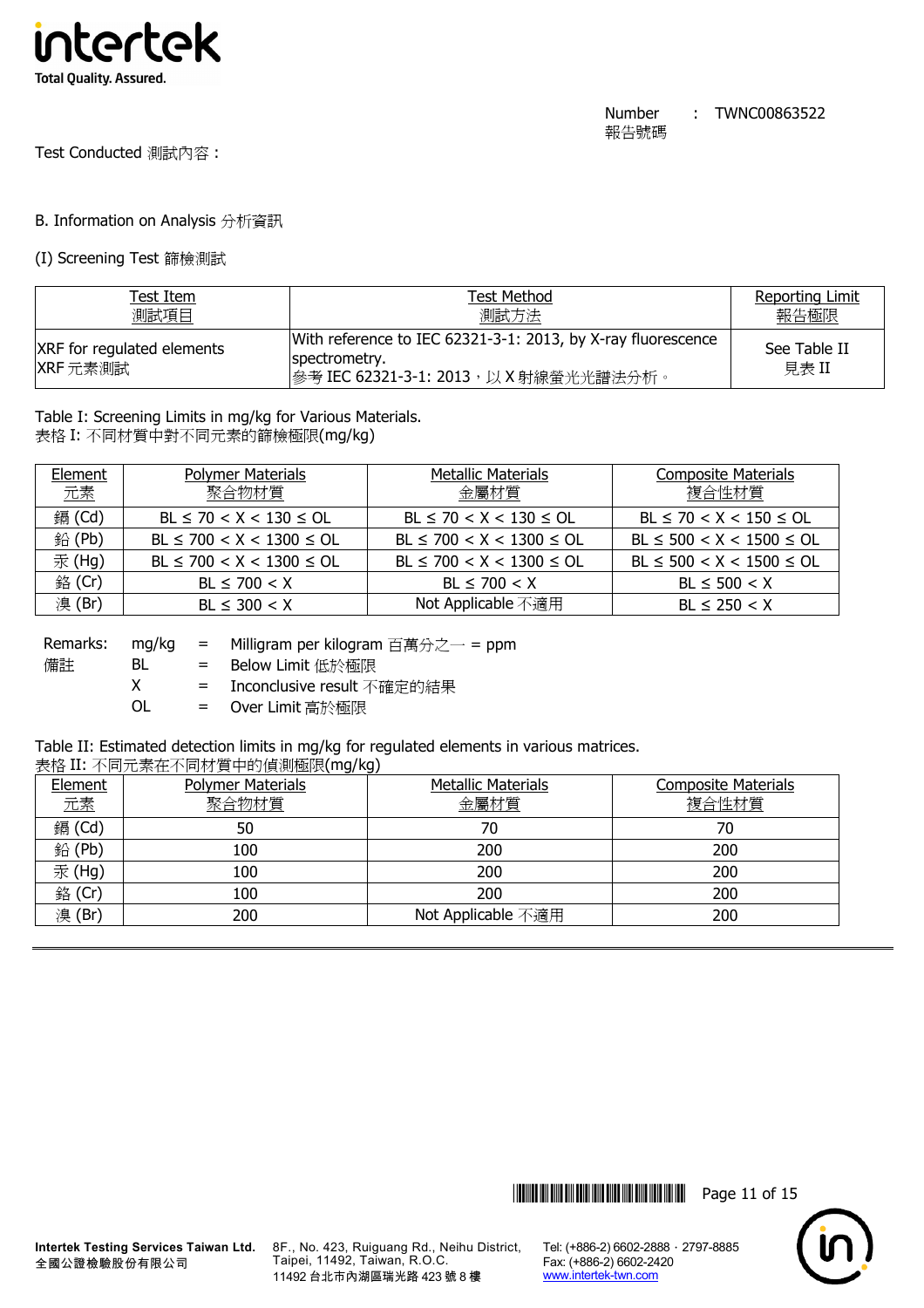Number 報告號碼 : TWNC00863522

Test Conducted 測試內容：

B. Information on Analysis 分析資訊

(I) Screening Test 篩檢測試

| Test Item 測試項目 | Test Method 測試方法 | Reporting Limit 報告極限 |
|---|---|---|
| XRF for regulated elements XRF 元素測試 | With reference to IEC 62321-3-1: 2013, by X-ray fluorescence spectrometry. 參考 IEC 62321-3-1: 2013，以 X 射線螢光光譜法分析。 | See Table II 見表 II |

Table I: Screening Limits in mg/kg for Various Materials.
表格 I: 不同材質中對不同元素的篩檢極限(mg/kg)

| Element 元素 | Polymer Materials 聚合物材質 | Metallic Materials 金屬材質 | Composite Materials 複合性材質 |
|---|---|---|---|
| 鎘 (Cd) | BL ≤ 70 < X < 130 ≤ OL | BL ≤ 70 < X < 130 ≤ OL | BL ≤ 70 < X < 150 ≤ OL |
| 鉛 (Pb) | BL ≤ 700 < X < 1300 ≤ OL | BL ≤ 700 < X < 1300 ≤ OL | BL ≤ 500 < X < 1500 ≤ OL |
| 汞 (Hg) | BL ≤ 700 < X < 1300 ≤ OL | BL ≤ 700 < X < 1300 ≤ OL | BL ≤ 500 < X < 1500 ≤ OL |
| 鉻 (Cr) | BL ≤ 700 < X | BL ≤ 700 < X | BL ≤ 500 < X |
| 溴 (Br) | BL ≤ 300 < X | Not Applicable 不適用 | BL ≤ 250 < X |

Remarks: 備註

| | | |
|---|---|---|
| mg/kg | = | Milligram per kilogram 百萬分之一 = ppm |
| BL | = | Below Limit 低於極限 |
| X | = | Inconclusive result 不確定的結果 |
| OL | = | Over Limit 高於極限 |

Table II: Estimated detection limits in mg/kg for regulated elements in various matrices.
表格 II: 不同元素在不同材質中的偵測極限(mg/kg)

| Element 元素 | Polymer Materials 聚合物材質 | Metallic Materials 金屬材質 | Composite Materials 複合性材質 |
|---|---|---|---|
| 鎘 (Cd) | 50 | 70 | 70 |
| 鉛 (Pb) | 100 | 200 | 200 |
| 汞 (Hg) | 100 | 200 | 200 |
| 鉻 (Cr) | 100 | 200 | 200 |
| 溴 (Br) | 200 | Not Applicable 不適用 | 200 |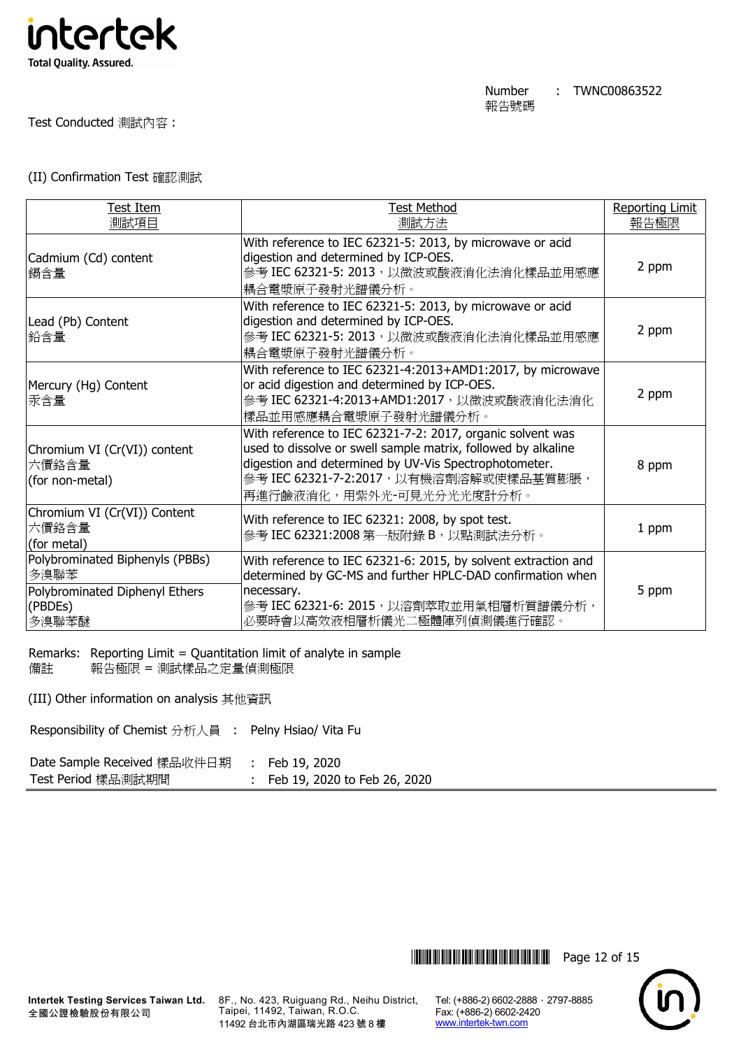Number 報告號碼 : TWNC00863522

Test Conducted 測試內容：

(II) Confirmation Test 確認測試

| Test Item<br>測試項目 | Test Method<br>測試方法 | Reporting Limit<br>報告極限 |
|---|---|---|
| Cadmium (Cd) content<br>鎘含量 | With reference to IEC 62321-5: 2013, by microwave or acid digestion and determined by ICP-OES.<br>參考 IEC 62321-5: 2013，以微波或酸液消化法消化樣品並用感應耦合電漿原子發射光譜儀分析。 | 2 ppm |
| Lead (Pb) Content<br>鉛含量 | With reference to IEC 62321-5: 2013, by microwave or acid digestion and determined by ICP-OES.<br>參考 IEC 62321-5: 2013，以微波或酸液消化法消化樣品並用感應耦合電漿原子發射光譜儀分析。 | 2 ppm |
| Mercury (Hg) Content<br>汞含量 | With reference to IEC 62321-4:2013+AMD1:2017, by microwave or acid digestion and determined by ICP-OES.<br>參考 IEC 62321-4:2013+AMD1:2017，以微波或酸液消化法消化樣品並用感應耦合電漿原子發射光譜儀分析。 | 2 ppm |
| Chromium VI (Cr(VI)) content<br>六價鉻含量<br>(for non-metal) | With reference to IEC 62321-7-2: 2017, organic solvent was used to dissolve or swell sample matrix, followed by alkaline digestion and determined by UV-Vis Spectrophotometer.<br>參考 IEC 62321-7-2:2017，以有機溶劑溶解或使樣品基質膨脹，再進行鹼液消化，用紫外光-可見光分光光度計分析。 | 8 ppm |
| Chromium VI (Cr(VI)) Content<br>六價鉻含量<br>(for metal) | With reference to IEC 62321: 2008, by spot test.<br>參考 IEC 62321:2008 第一版附錄 B，以點測試法分析。 | 1 ppm |
| Polybrominated Biphenyls (PBBs)<br>多溴聯苯 | With reference to IEC 62321-6: 2015, by solvent extraction and determined by GC-MS and further HPLC-DAD confirmation when necessary.<br>參考 IEC 62321-6: 2015，以溶劑萃取並用氣相層析質譜儀分析，必要時會以高效液相層析儀光二極體陣列偵測儀進行確認。 | 5 ppm |
| Polybrominated Diphenyl Ethers (PBDEs)<br>多溴聯苯醚 | | |

Remarks: Reporting Limit = Quantitation limit of analyte in sample
備註　報告極限 = 測試樣品之定量偵測極限

(III) Other information on analysis 其他資訊

Responsibility of Chemist 分析人員 : Pelny Hsiao/ Vita Fu

Date Sample Received 樣品收件日期 : Feb 19, 2020
Test Period 樣品測試期間 : Feb 19, 2020 to Feb 26, 2020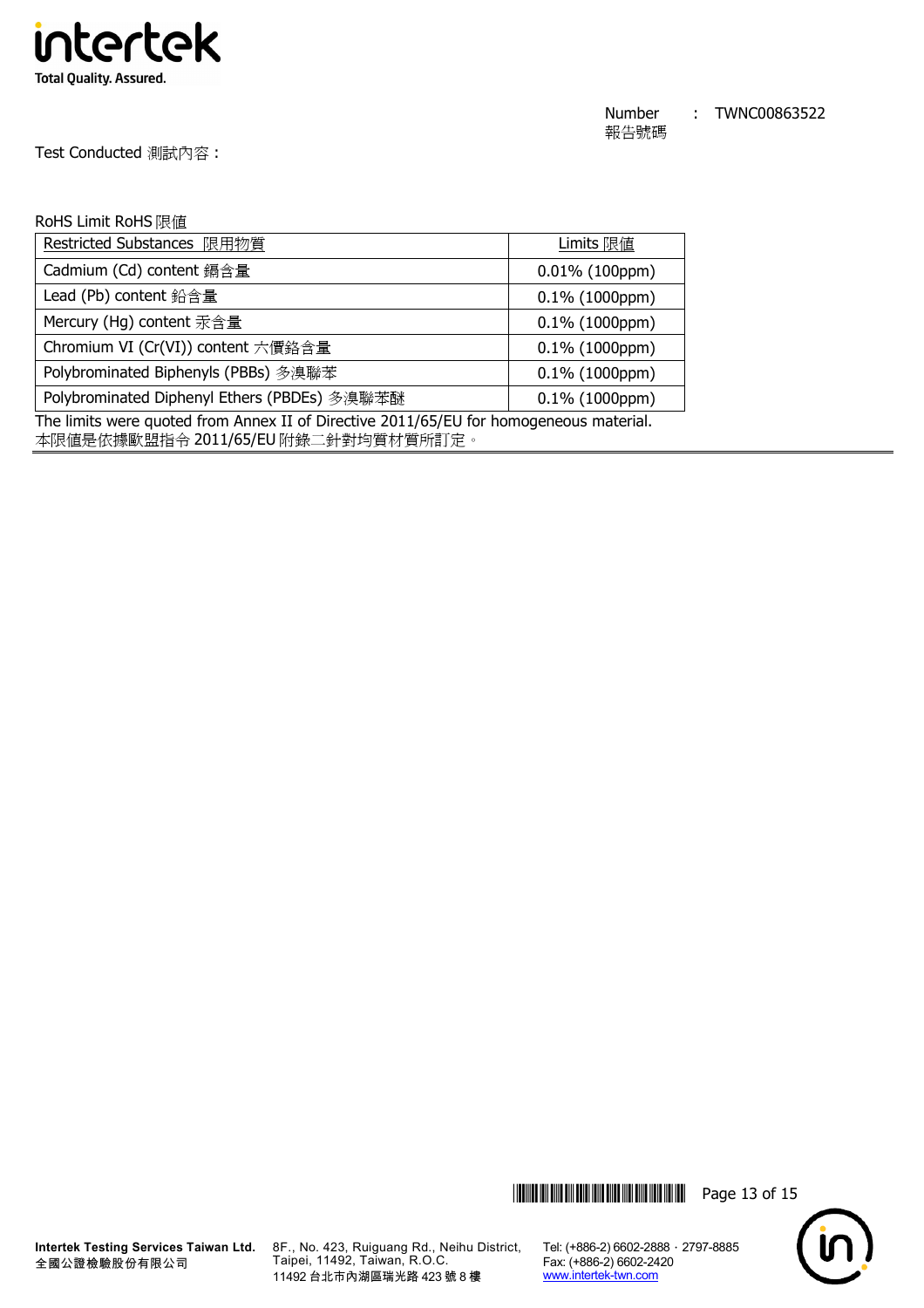Number 報告號碼 : TWNC00863522

Test Conducted 測試內容：

RoHS Limit RoHS 限值

| Restricted Substances 限用物質 | Limits 限值 |
|---|---|
| Cadmium (Cd) content 鎘含量 | 0.01% (100ppm) |
| Lead (Pb) content 鉛含量 | 0.1% (1000ppm) |
| Mercury (Hg) content 汞含量 | 0.1% (1000ppm) |
| Chromium VI (Cr(VI)) content 六價鉻含量 | 0.1% (1000ppm) |
| Polybrominated Biphenyls (PBBs) 多溴聯苯 | 0.1% (1000ppm) |
| Polybrominated Diphenyl Ethers (PBDEs) 多溴聯苯醚 | 0.1% (1000ppm) |

The limits were quoted from Annex II of Directive 2011/65/EU for homogeneous material.
本限值是依據歐盟指令 2011/65/EU 附錄二針對均質材質所訂定。

Intertek Testing Services Taiwan Ltd.
全國公證檢驗股份有限公司

8F., No. 423, Ruiguang Rd., Neihu District, Taipei, 11492, Taiwan, R.O.C.
11492 台北市內湖區瑞光路 423 號 8 樓

Tel: (+886-2) 6602-2888．2797-8885
Fax: (+886-2) 6602-2420
www.intertek-twn.com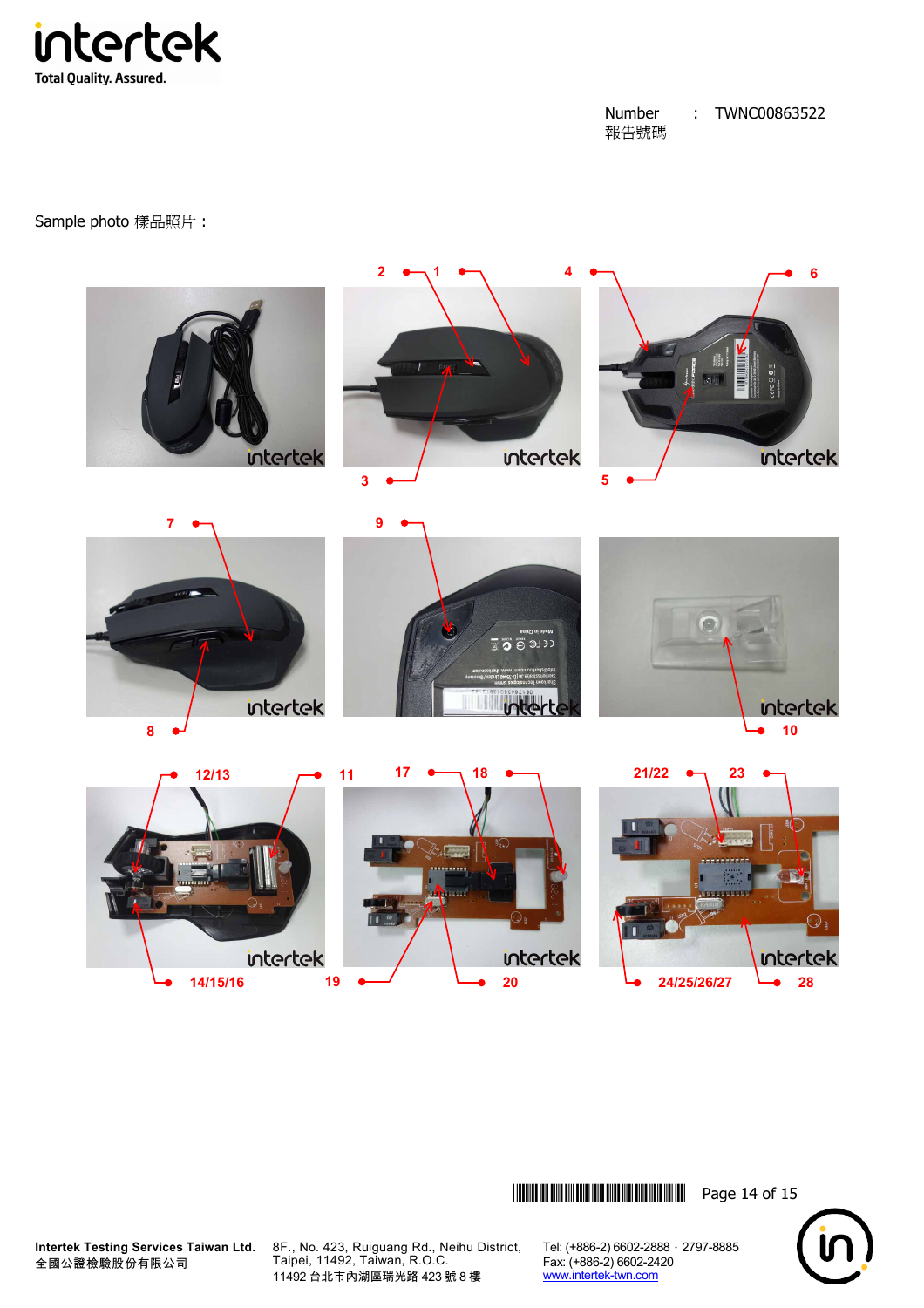Number 報告號碼 : TWNC00863522

Sample photo 樣品照片：

2 1 4 6

3 5

7 9

8 10

12/13 11 17 18 21/22 23

14/15/16 19 20 24/25/26/27 28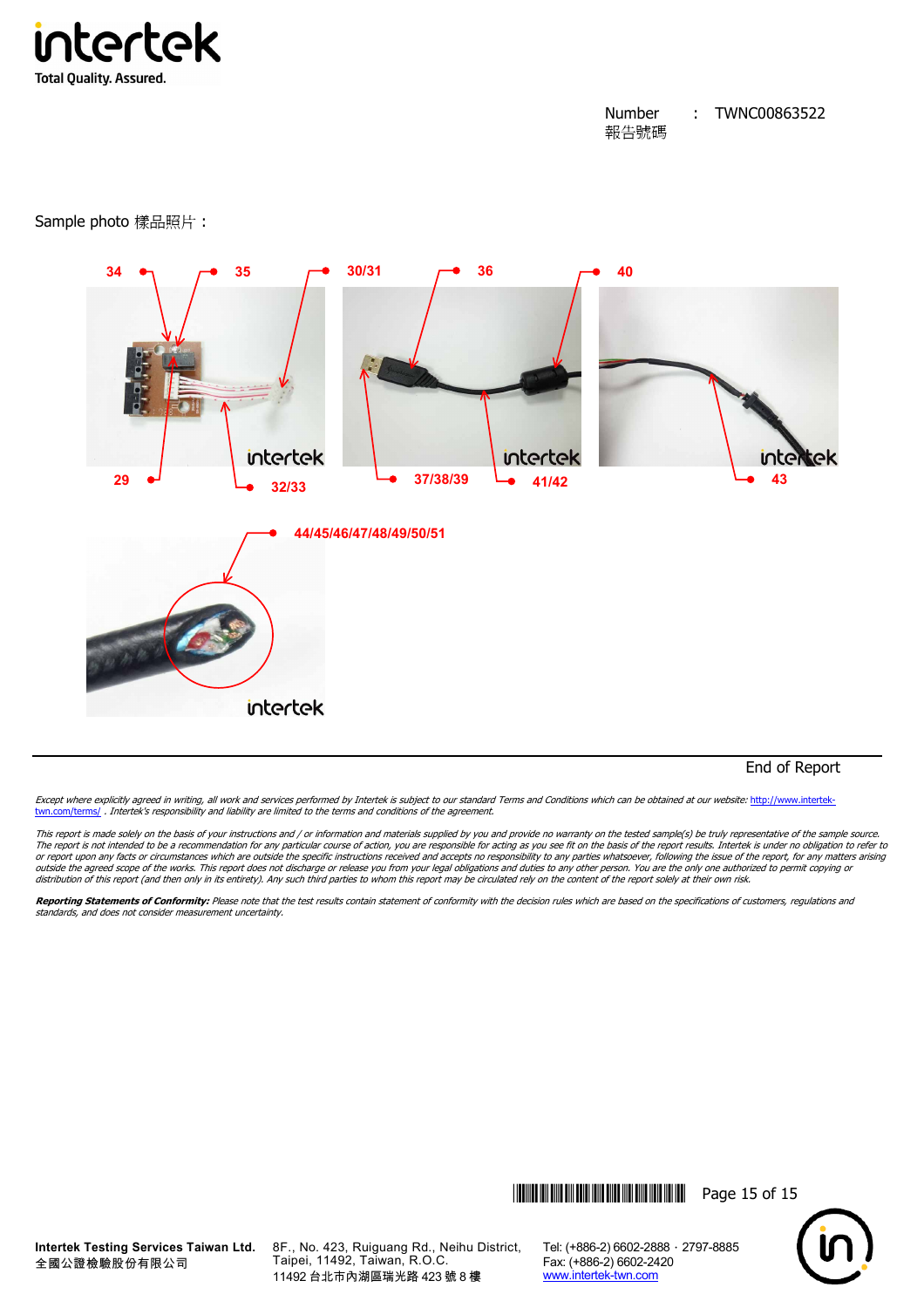Number　:　TWNC00863522
報告號碼

Sample photo 樣品照片：

34
35
30/31
36
40
29
32/33
37/38/39
41/42
43
44/45/46/47/48/49/50/51

End of Report

*Except where explicitly agreed in writing, all work and services performed by Intertek is subject to our standard Terms and Conditions which can be obtained at our website: http://www.intertek-twn.com/terms/ . Intertek's responsibility and liability are limited to the terms and conditions of the agreement.*

*This report is made solely on the basis of your instructions and / or information and materials supplied by you and provide no warranty on the tested sample(s) be truly representative of the sample source. The report is not intended to be a recommendation for any particular course of action, you are responsible for acting as you see fit on the basis of the report results. Intertek is under no obligation to refer to or report upon any facts or circumstances which are outside the specific instructions received and accepts no responsibility to any parties whatsoever, following the issue of the report, for any matters arising outside the agreed scope of the works. This report does not discharge or release you from your legal obligations and duties to any other person. You are the only one authorized to permit copying or distribution of this report (and then only in its entirety). Any such third parties to whom this report may be circulated rely on the content of the report solely at their own risk.*

***Reporting Statements of Conformity:*** *Please note that the test results contain statement of conformity with the decision rules which are based on the specifications of customers, regulations and standards, and does not consider measurement uncertainty.*

**Intertek Testing Services Taiwan Ltd.**
全國公證檢驗股份有限公司
8F., No. 423, Ruiguang Rd., Neihu District, Taipei, 11492, Taiwan, R.O.C.
11492 台北市內湖區瑞光路 423 號 8 樓
Tel: (+886-2) 6602-2888 · 2797-8885
Fax: (+886-2) 6602-2420
www.intertek-twn.com